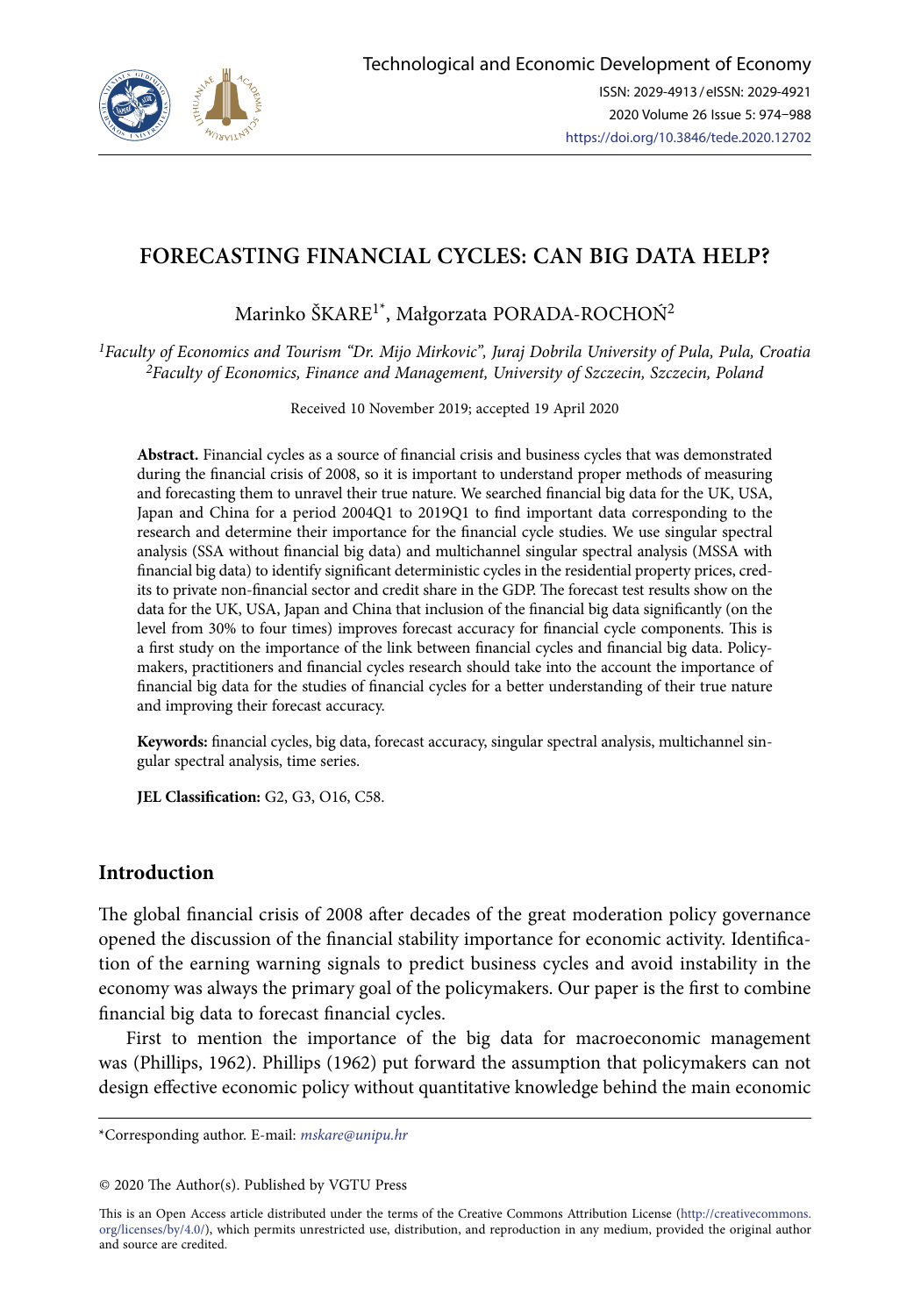# FORECASTING FINANCIAL CYCLES: CAN BIG DATA HELP?

Marinko ŠKARE[1*], Małgorzata PORADA-ROCHOŃ[2]

[1]*Faculty of Economics and Tourism "Dr. Mijo Mirkovic", Juraj Dobrila University of Pula, Pula, Croatia*
[2]*Faculty of Economics, Finance and Management, University of Szczecin, Szczecin, Poland*

Received 10 November 2019; accepted 19 April 2020

**Abstract.** Financial cycles as a source of financial crisis and business cycles that was demonstrated during the financial crisis of 2008, so it is important to understand proper methods of measuring and forecasting them to unravel their true nature. We searched financial big data for the UK, USA, Japan and China for a period 2004Q1 to 2019Q1 to find important data corresponding to the research and determine their importance for the financial cycle studies. We use singular spectral analysis (SSA without financial big data) and multichannel singular spectral analysis (MSSA with financial big data) to identify significant deterministic cycles in the residential property prices, credits to private non-financial sector and credit share in the GDP. The forecast test results show on the data for the UK, USA, Japan and China that inclusion of the financial big data significantly (on the level from 30% to four times) improves forecast accuracy for financial cycle components. This is a first study on the importance of the link between financial cycles and financial big data. Policymakers, practitioners and financial cycles research should take into the account the importance of financial big data for the studies of financial cycles for a better understanding of their true nature and improving their forecast accuracy.

**Keywords:** financial cycles, big data, forecast accuracy, singular spectral analysis, multichannel singular spectral analysis, time series.

**JEL Classification:** G2, G3, O16, C58.

## Introduction

The global financial crisis of 2008 after decades of the great moderation policy governance opened the discussion of the financial stability importance for economic activity. Identification of the earning warning signals to predict business cycles and avoid instability in the economy was always the primary goal of the policymakers. Our paper is the first to combine financial big data to forecast financial cycles.

First to mention the importance of the big data for macroeconomic management was (Phillips, 1962). Phillips (1962) put forward the assumption that policymakers can not design effective economic policy without quantitative knowledge behind the main economic

\*Corresponding author. E-mail: *mskare@unipu.hr*

© 2020 The Author(s). Published by VGTU Press

This is an Open Access article distributed under the terms of the Creative Commons Attribution License (http://creativecommons.org/licenses/by/4.0/), which permits unrestricted use, distribution, and reproduction in any medium, provided the original author and source are credited.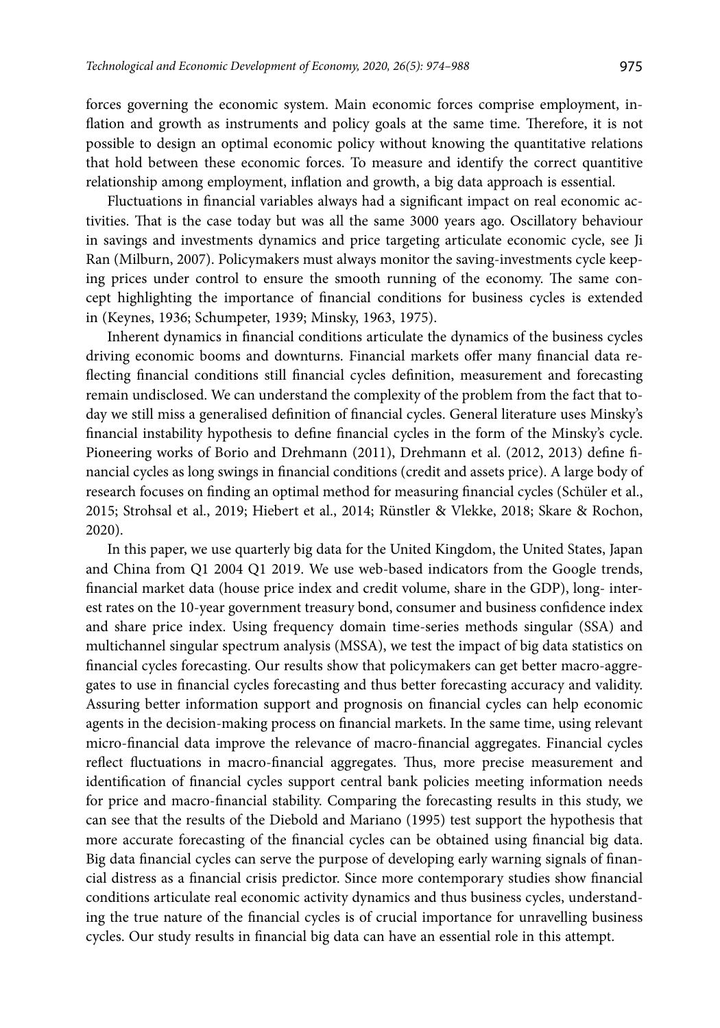forces governing the economic system. Main economic forces comprise employment, inflation and growth as instruments and policy goals at the same time. Therefore, it is not possible to design an optimal economic policy without knowing the quantitative relations that hold between these economic forces. To measure and identify the correct quantitive relationship among employment, inflation and growth, a big data approach is essential.

Fluctuations in financial variables always had a significant impact on real economic activities. That is the case today but was all the same 3000 years ago. Oscillatory behaviour in savings and investments dynamics and price targeting articulate economic cycle, see Ji Ran (Milburn, 2007). Policymakers must always monitor the saving-investments cycle keeping prices under control to ensure the smooth running of the economy. The same concept highlighting the importance of financial conditions for business cycles is extended in (Keynes, 1936; Schumpeter, 1939; Minsky, 1963, 1975).

Inherent dynamics in financial conditions articulate the dynamics of the business cycles driving economic booms and downturns. Financial markets offer many financial data reflecting financial conditions still financial cycles definition, measurement and forecasting remain undisclosed. We can understand the complexity of the problem from the fact that today we still miss a generalised definition of financial cycles. General literature uses Minsky's financial instability hypothesis to define financial cycles in the form of the Minsky's cycle. Pioneering works of Borio and Drehmann (2011), Drehmann et al. (2012, 2013) define financial cycles as long swings in financial conditions (credit and assets price). A large body of research focuses on finding an optimal method for measuring financial cycles (Schüler et al., 2015; Strohsal et al., 2019; Hiebert et al., 2014; Rünstler & Vlekke, 2018; Skare & Rochon, 2020).

In this paper, we use quarterly big data for the United Kingdom, the United States, Japan and China from Q1 2004 Q1 2019. We use web-based indicators from the Google trends, financial market data (house price index and credit volume, share in the GDP), long- interest rates on the 10-year government treasury bond, consumer and business confidence index and share price index. Using frequency domain time-series methods singular (SSA) and multichannel singular spectrum analysis (MSSA), we test the impact of big data statistics on financial cycles forecasting. Our results show that policymakers can get better macro-aggregates to use in financial cycles forecasting and thus better forecasting accuracy and validity. Assuring better information support and prognosis on financial cycles can help economic agents in the decision-making process on financial markets. In the same time, using relevant micro-financial data improve the relevance of macro-financial aggregates. Financial cycles reflect fluctuations in macro-financial aggregates. Thus, more precise measurement and identification of financial cycles support central bank policies meeting information needs for price and macro-financial stability. Comparing the forecasting results in this study, we can see that the results of the Diebold and Mariano (1995) test support the hypothesis that more accurate forecasting of the financial cycles can be obtained using financial big data. Big data financial cycles can serve the purpose of developing early warning signals of financial distress as a financial crisis predictor. Since more contemporary studies show financial conditions articulate real economic activity dynamics and thus business cycles, understanding the true nature of the financial cycles is of crucial importance for unravelling business cycles. Our study results in financial big data can have an essential role in this attempt.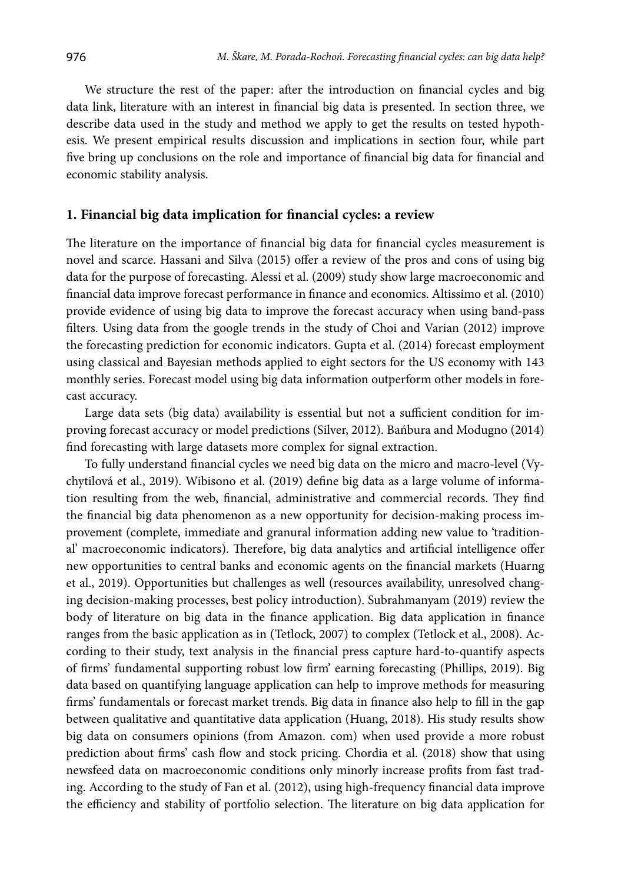We structure the rest of the paper: after the introduction on financial cycles and big data link, literature with an interest in financial big data is presented. In section three, we describe data used in the study and method we apply to get the results on tested hypothesis. We present empirical results discussion and implications in section four, while part five bring up conclusions on the role and importance of financial big data for financial and economic stability analysis.

## 1. Financial big data implication for financial cycles: a review

The literature on the importance of financial big data for financial cycles measurement is novel and scarce. Hassani and Silva (2015) offer a review of the pros and cons of using big data for the purpose of forecasting. Alessi et al. (2009) study show large macroeconomic and financial data improve forecast performance in finance and economics. Altissimo et al. (2010) provide evidence of using big data to improve the forecast accuracy when using band-pass filters. Using data from the google trends in the study of Choi and Varian (2012) improve the forecasting prediction for economic indicators. Gupta et al. (2014) forecast employment using classical and Bayesian methods applied to eight sectors for the US economy with 143 monthly series. Forecast model using big data information outperform other models in forecast accuracy.

Large data sets (big data) availability is essential but not a sufficient condition for improving forecast accuracy or model predictions (Silver, 2012). Bańbura and Modugno (2014) find forecasting with large datasets more complex for signal extraction.

To fully understand financial cycles we need big data on the micro and macro-level (Vychytilová et al., 2019). Wibisono et al. (2019) define big data as a large volume of information resulting from the web, financial, administrative and commercial records. They find the financial big data phenomenon as a new opportunity for decision-making process improvement (complete, immediate and granural information adding new value to 'traditional' macroeconomic indicators). Therefore, big data analytics and artificial intelligence offer new opportunities to central banks and economic agents on the financial markets (Huarng et al., 2019). Opportunities but challenges as well (resources availability, unresolved changing decision-making processes, best policy introduction). Subrahmanyam (2019) review the body of literature on big data in the finance application. Big data application in finance ranges from the basic application as in (Tetlock, 2007) to complex (Tetlock et al., 2008). According to their study, text analysis in the financial press capture hard-to-quantify aspects of firms' fundamental supporting robust low firm' earning forecasting (Phillips, 2019). Big data based on quantifying language application can help to improve methods for measuring firms' fundamentals or forecast market trends. Big data in finance also help to fill in the gap between qualitative and quantitative data application (Huang, 2018). His study results show big data on consumers opinions (from Amazon. com) when used provide a more robust prediction about firms' cash flow and stock pricing. Chordia et al. (2018) show that using newsfeed data on macroeconomic conditions only minorly increase profits from fast trading. According to the study of Fan et al. (2012), using high-frequency financial data improve the efficiency and stability of portfolio selection. The literature on big data application for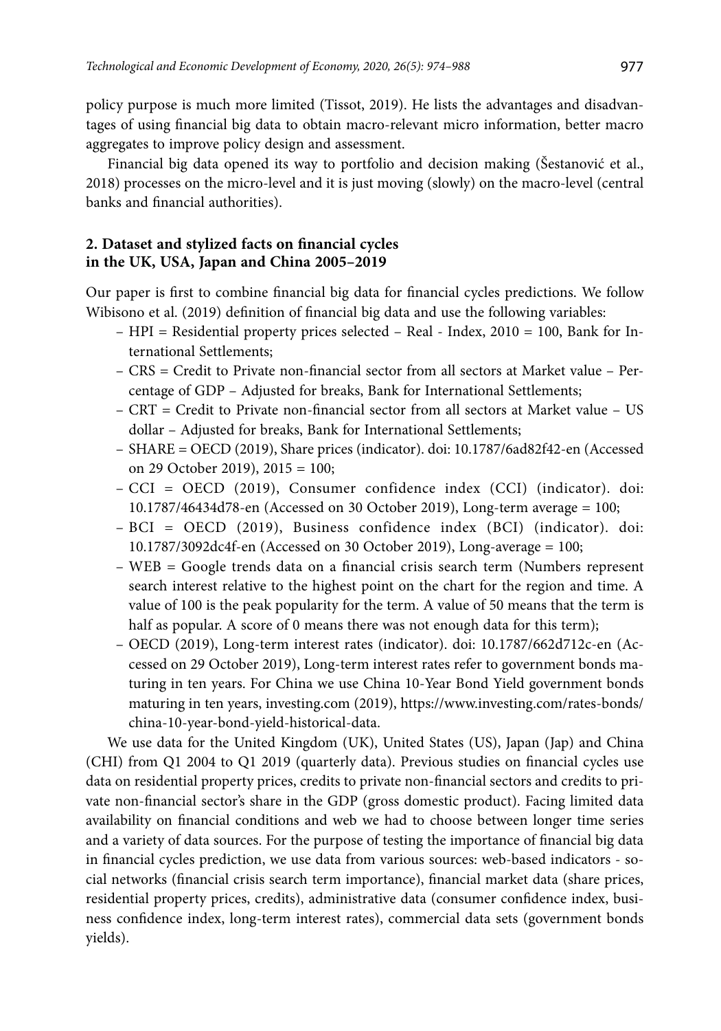policy purpose is much more limited (Tissot, 2019). He lists the advantages and disadvantages of using financial big data to obtain macro-relevant micro information, better macro aggregates to improve policy design and assessment.

Financial big data opened its way to portfolio and decision making (Šestanović et al., 2018) processes on the micro-level and it is just moving (slowly) on the macro-level (central banks and financial authorities).

## 2. Dataset and stylized facts on financial cycles in the UK, USA, Japan and China 2005–2019

Our paper is first to combine financial big data for financial cycles predictions. We follow Wibisono et al. (2019) definition of financial big data and use the following variables:

- HPI = Residential property prices selected – Real - Index, 2010 = 100, Bank for International Settlements;
- CRS = Credit to Private non-financial sector from all sectors at Market value – Percentage of GDP – Adjusted for breaks, Bank for International Settlements;
- CRT = Credit to Private non-financial sector from all sectors at Market value – US dollar – Adjusted for breaks, Bank for International Settlements;
- SHARE = OECD (2019), Share prices (indicator). doi: 10.1787/6ad82f42-en (Accessed on 29 October 2019), 2015 = 100;
- CCI = OECD (2019), Consumer confidence index (CCI) (indicator). doi: 10.1787/46434d78-en (Accessed on 30 October 2019), Long-term average = 100;
- BCI = OECD (2019), Business confidence index (BCI) (indicator). doi: 10.1787/3092dc4f-en (Accessed on 30 October 2019), Long-average = 100;
- WEB = Google trends data on a financial crisis search term (Numbers represent search interest relative to the highest point on the chart for the region and time. A value of 100 is the peak popularity for the term. A value of 50 means that the term is half as popular. A score of 0 means there was not enough data for this term);
- OECD (2019), Long-term interest rates (indicator). doi: 10.1787/662d712c-en (Accessed on 29 October 2019), Long-term interest rates refer to government bonds maturing in ten years. For China we use China 10-Year Bond Yield government bonds maturing in ten years, investing.com (2019), https://www.investing.com/rates-bonds/china-10-year-bond-yield-historical-data.

We use data for the United Kingdom (UK), United States (US), Japan (Jap) and China (CHI) from Q1 2004 to Q1 2019 (quarterly data). Previous studies on financial cycles use data on residential property prices, credits to private non-financial sectors and credits to private non-financial sector's share in the GDP (gross domestic product). Facing limited data availability on financial conditions and web we had to choose between longer time series and a variety of data sources. For the purpose of testing the importance of financial big data in financial cycles prediction, we use data from various sources: web-based indicators - social networks (financial crisis search term importance), financial market data (share prices, residential property prices, credits), administrative data (consumer confidence index, business confidence index, long-term interest rates), commercial data sets (government bonds yields).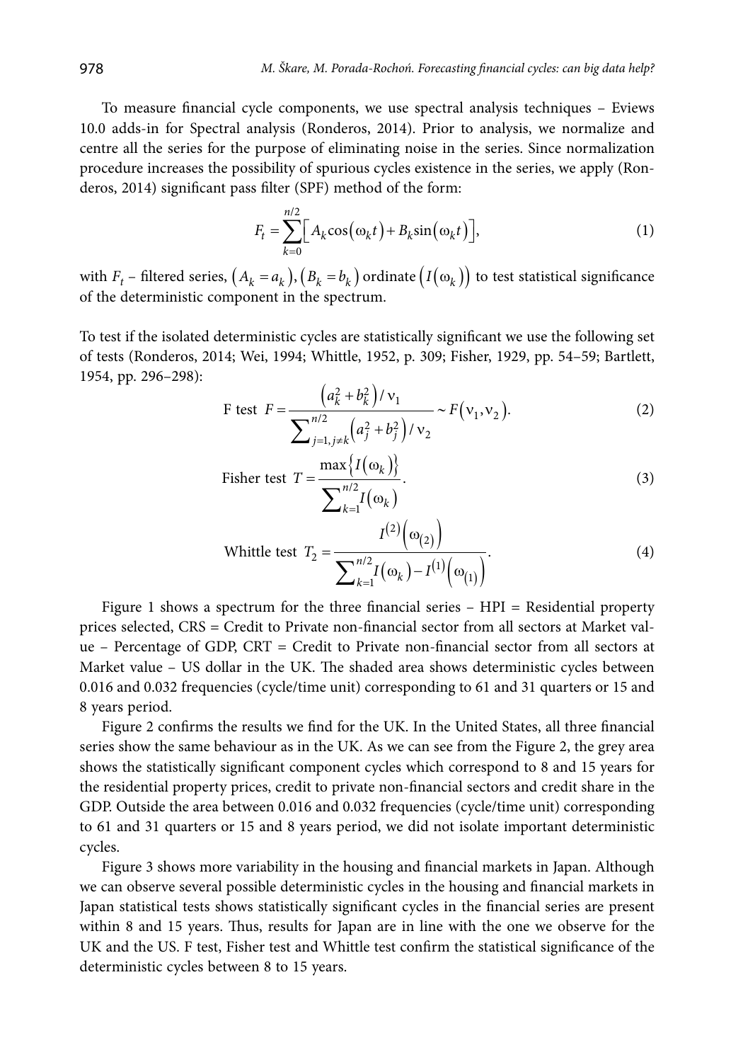To measure financial cycle components, we use spectral analysis techniques – Eviews 10.0 adds-in for Spectral analysis (Ronderos, 2014). Prior to analysis, we normalize and centre all the series for the purpose of eliminating noise in the series. Since normalization procedure increases the possibility of spurious cycles existence in the series, we apply (Ronderos, 2014) significant pass filter (SPF) method of the form:

$$F_t = \sum_{k=0}^{n/2} \left[ A_k \cos\left(\omega_k t\right) + B_k \sin\left(\omega_k t\right) \right], \tag{1}$$

with $F_t$ – filtered series, $\left(A_k = a_k\right)$, $\left(B_k = b_k\right)$ ordinate $\left(I\left(\omega_k\right)\right)$ to test statistical significance of the deterministic component in the spectrum.

To test if the isolated deterministic cycles are statistically significant we use the following set of tests (Ronderos, 2014; Wei, 1994; Whittle, 1952, p. 309; Fisher, 1929, pp. 54–59; Bartlett, 1954, pp. 296–298):

$$\text{F test } F = \frac{\left(a_k^2 + b_k^2\right) / \nu_1}{\sum_{j=1, j \neq k}^{n/2} \left(a_j^2 + b_j^2\right) / \nu_2} \sim F\left(\nu_1, \nu_2\right). \tag{2}$$

$$\text{Fisher test } T = \frac{\max\left\{I\left(\omega_k\right)\right\}}{\sum_{k=1}^{n/2} I\left(\omega_k\right)}. \tag{3}$$

$$\text{Whittle test } T_2 = \frac{I^{(2)}\left(\omega_{(2)}\right)}{\sum_{k=1}^{n/2} I\left(\omega_k\right) - I^{(1)}\left(\omega_{(1)}\right)}. \tag{4}$$

Figure 1 shows a spectrum for the three financial series – HPI = Residential property prices selected, CRS = Credit to Private non-financial sector from all sectors at Market value – Percentage of GDP, CRT = Credit to Private non-financial sector from all sectors at Market value – US dollar in the UK. The shaded area shows deterministic cycles between 0.016 and 0.032 frequencies (cycle/time unit) corresponding to 61 and 31 quarters or 15 and 8 years period.

Figure 2 confirms the results we find for the UK. In the United States, all three financial series show the same behaviour as in the UK. As we can see from the Figure 2, the grey area shows the statistically significant component cycles which correspond to 8 and 15 years for the residential property prices, credit to private non-financial sectors and credit share in the GDP. Outside the area between 0.016 and 0.032 frequencies (cycle/time unit) corresponding to 61 and 31 quarters or 15 and 8 years period, we did not isolate important deterministic cycles.

Figure 3 shows more variability in the housing and financial markets in Japan. Although we can observe several possible deterministic cycles in the housing and financial markets in Japan statistical tests shows statistically significant cycles in the financial series are present within 8 and 15 years. Thus, results for Japan are in line with the one we observe for the UK and the US. F test, Fisher test and Whittle test confirm the statistical significance of the deterministic cycles between 8 to 15 years.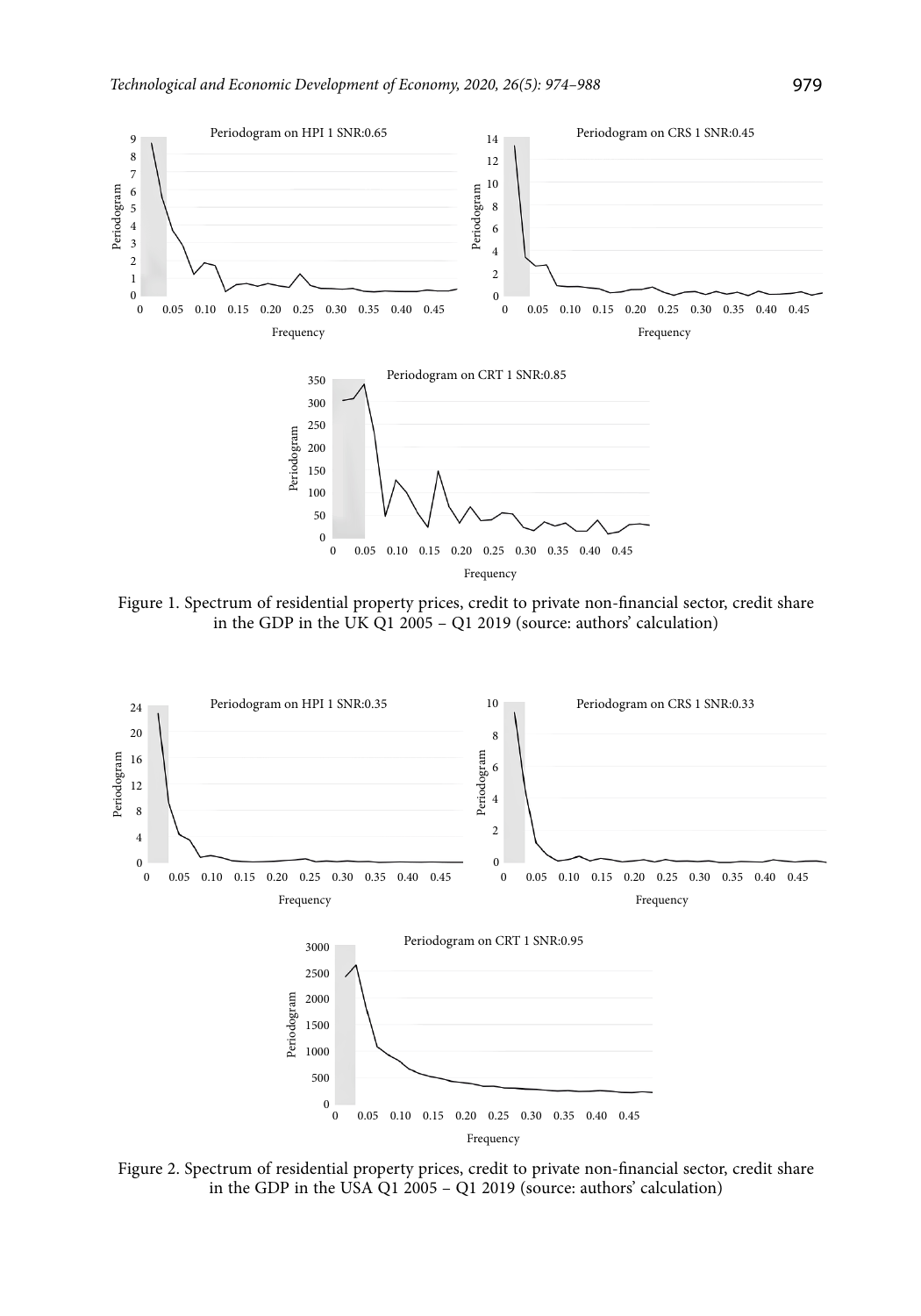Figure 1. Spectrum of residential property prices, credit to private non-financial sector, credit share in the GDP in the UK Q1 2005 – Q1 2019 (source: authors' calculation)

Figure 2. Spectrum of residential property prices, credit to private non-financial sector, credit share in the GDP in the USA Q1 2005 – Q1 2019 (source: authors' calculation)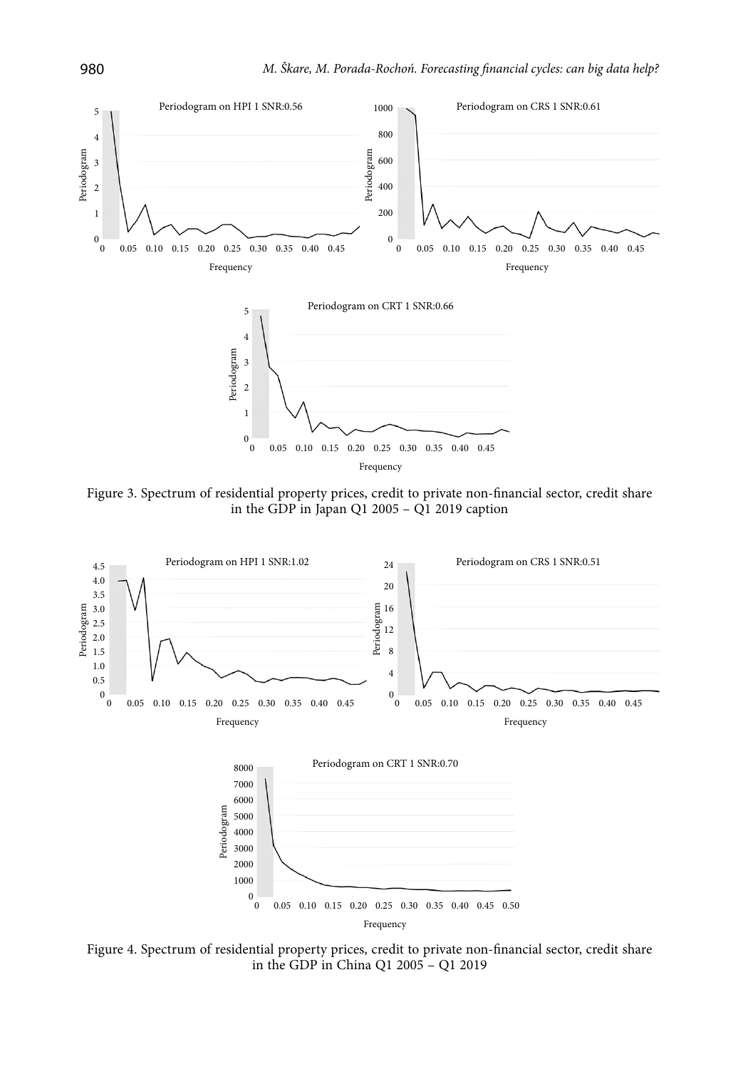Figure 3. Spectrum of residential property prices, credit to private non-financial sector, credit share in the GDP in Japan Q1 2005 – Q1 2019 caption

Figure 4. Spectrum of residential property prices, credit to private non-financial sector, credit share in the GDP in China Q1 2005 – Q1 2019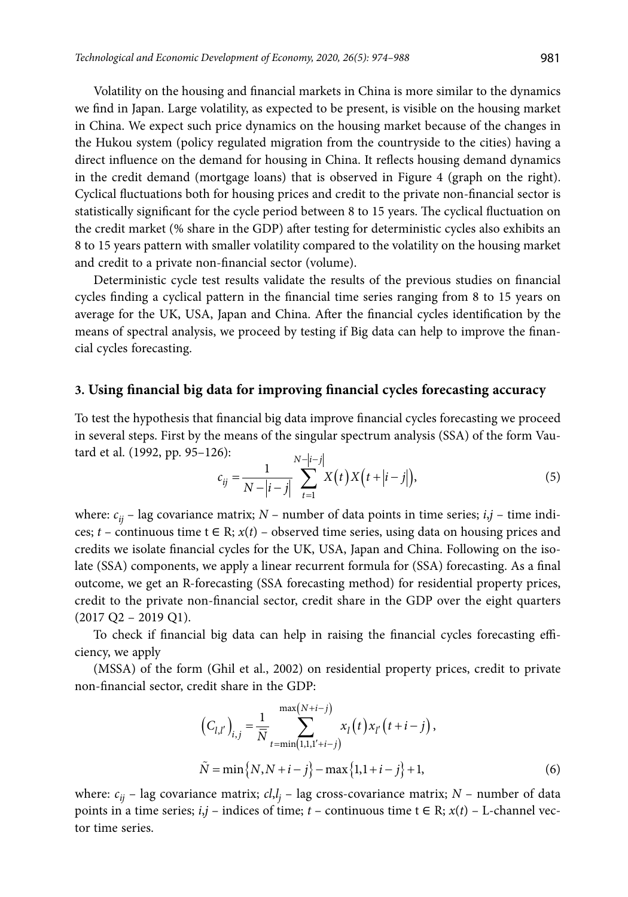Volatility on the housing and financial markets in China is more similar to the dynamics we find in Japan. Large volatility, as expected to be present, is visible on the housing market in China. We expect such price dynamics on the housing market because of the changes in the Hukou system (policy regulated migration from the countryside to the cities) having a direct influence on the demand for housing in China. It reflects housing demand dynamics in the credit demand (mortgage loans) that is observed in Figure 4 (graph on the right). Cyclical fluctuations both for housing prices and credit to the private non-financial sector is statistically significant for the cycle period between 8 to 15 years. The cyclical fluctuation on the credit market (% share in the GDP) after testing for deterministic cycles also exhibits an 8 to 15 years pattern with smaller volatility compared to the volatility on the housing market and credit to a private non-financial sector (volume).

Deterministic cycle test results validate the results of the previous studies on financial cycles finding a cyclical pattern in the financial time series ranging from 8 to 15 years on average for the UK, USA, Japan and China. After the financial cycles identification by the means of spectral analysis, we proceed by testing if Big data can help to improve the financial cycles forecasting.

## 3. Using financial big data for improving financial cycles forecasting accuracy

To test the hypothesis that financial big data improve financial cycles forecasting we proceed in several steps. First by the means of the singular spectrum analysis (SSA) of the form Vautard et al. (1992, pp. 95–126):

$$c_{ij} = \frac{1}{N - |i-j|} \sum_{t=1}^{N-|i-j|} X(t) X(t + |i-j|), \tag{5}$$

where: $c_{ij}$ – lag covariance matrix; $N$ – number of data points in time series; $i,j$ – time indices; $t$ – continuous time $t \in R$; $x(t)$ – observed time series, using data on housing prices and credits we isolate financial cycles for the UK, USA, Japan and China. Following on the isolate (SSA) components, we apply a linear recurrent formula for (SSA) forecasting. As a final outcome, we get an R-forecasting (SSA forecasting method) for residential property prices, credit to the private non-financial sector, credit share in the GDP over the eight quarters (2017 Q2 – 2019 Q1).

To check if financial big data can help in raising the financial cycles forecasting efficiency, we apply

(MSSA) of the form (Ghil et al., 2002) on residential property prices, credit to private non-financial sector, credit share in the GDP:

$$\left(C_{l,l'}\right)_{i,j} = \frac{1}{\tilde{N}} \sum_{t=\min(1,1,1'+i-j)}^{\max(N+i-j)} x_l(t) x_{l'}(t+i-j),$$

$$\tilde{N} = \min\{N, N+i-j\} - \max\{1, 1+i-j\} + 1, \tag{6}$$

where: $c_{ij}$ – lag covariance matrix; $cl,l_j$ – lag cross-covariance matrix; $N$ – number of data points in a time series; $i,j$ – indices of time; $t$ – continuous time $t \in R$; $x(t)$ – L-channel vector time series.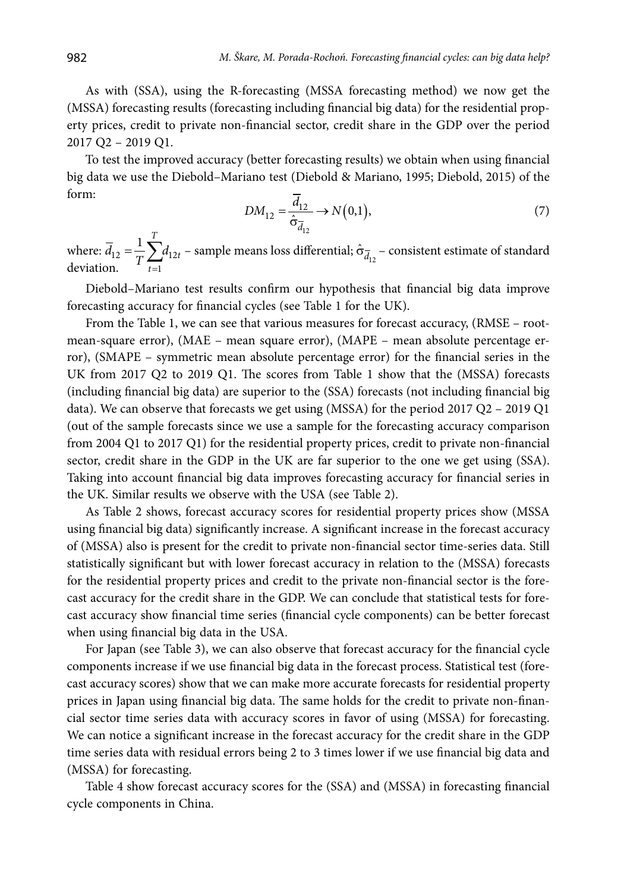As with (SSA), using the R-forecasting (MSSA forecasting method) we now get the (MSSA) forecasting results (forecasting including financial big data) for the residential property prices, credit to private non-financial sector, credit share in the GDP over the period 2017 Q2 – 2019 Q1.

To test the improved accuracy (better forecasting results) we obtain when using financial big data we use the Diebold–Mariano test (Diebold & Mariano, 1995; Diebold, 2015) of the form:

$$DM_{12} = \frac{\overline{d}_{12}}{\hat{\sigma}_{\overline{d}_{12}}} \rightarrow N(0,1), \tag{7}$$

where: $\overline{d}_{12} = \frac{1}{T}\sum_{t=1}^{T} d_{12t}$ – sample means loss differential; $\hat{\sigma}_{\overline{d}_{12}}$ – consistent estimate of standard deviation.

Diebold–Mariano test results confirm our hypothesis that financial big data improve forecasting accuracy for financial cycles (see Table 1 for the UK).

From the Table 1, we can see that various measures for forecast accuracy, (RMSE – root-mean-square error), (MAE – mean square error), (MAPE – mean absolute percentage error), (SMAPE – symmetric mean absolute percentage error) for the financial series in the UK from 2017 Q2 to 2019 Q1. The scores from Table 1 show that the (MSSA) forecasts (including financial big data) are superior to the (SSA) forecasts (not including financial big data). We can observe that forecasts we get using (MSSA) for the period 2017 Q2 – 2019 Q1 (out of the sample forecasts since we use a sample for the forecasting accuracy comparison from 2004 Q1 to 2017 Q1) for the residential property prices, credit to private non-financial sector, credit share in the GDP in the UK are far superior to the one we get using (SSA). Taking into account financial big data improves forecasting accuracy for financial series in the UK. Similar results we observe with the USA (see Table 2).

As Table 2 shows, forecast accuracy scores for residential property prices show (MSSA using financial big data) significantly increase. A significant increase in the forecast accuracy of (MSSA) also is present for the credit to private non-financial sector time-series data. Still statistically significant but with lower forecast accuracy in relation to the (MSSA) forecasts for the residential property prices and credit to the private non-financial sector is the forecast accuracy for the credit share in the GDP. We can conclude that statistical tests for forecast accuracy show financial time series (financial cycle components) can be better forecast when using financial big data in the USA.

For Japan (see Table 3), we can also observe that forecast accuracy for the financial cycle components increase if we use financial big data in the forecast process. Statistical test (forecast accuracy scores) show that we can make more accurate forecasts for residential property prices in Japan using financial big data. The same holds for the credit to private non-financial sector time series data with accuracy scores in favor of using (MSSA) for forecasting. We can notice a significant increase in the forecast accuracy for the credit share in the GDP time series data with residual errors being 2 to 3 times lower if we use financial big data and (MSSA) for forecasting.

Table 4 show forecast accuracy scores for the (SSA) and (MSSA) in forecasting financial cycle components in China.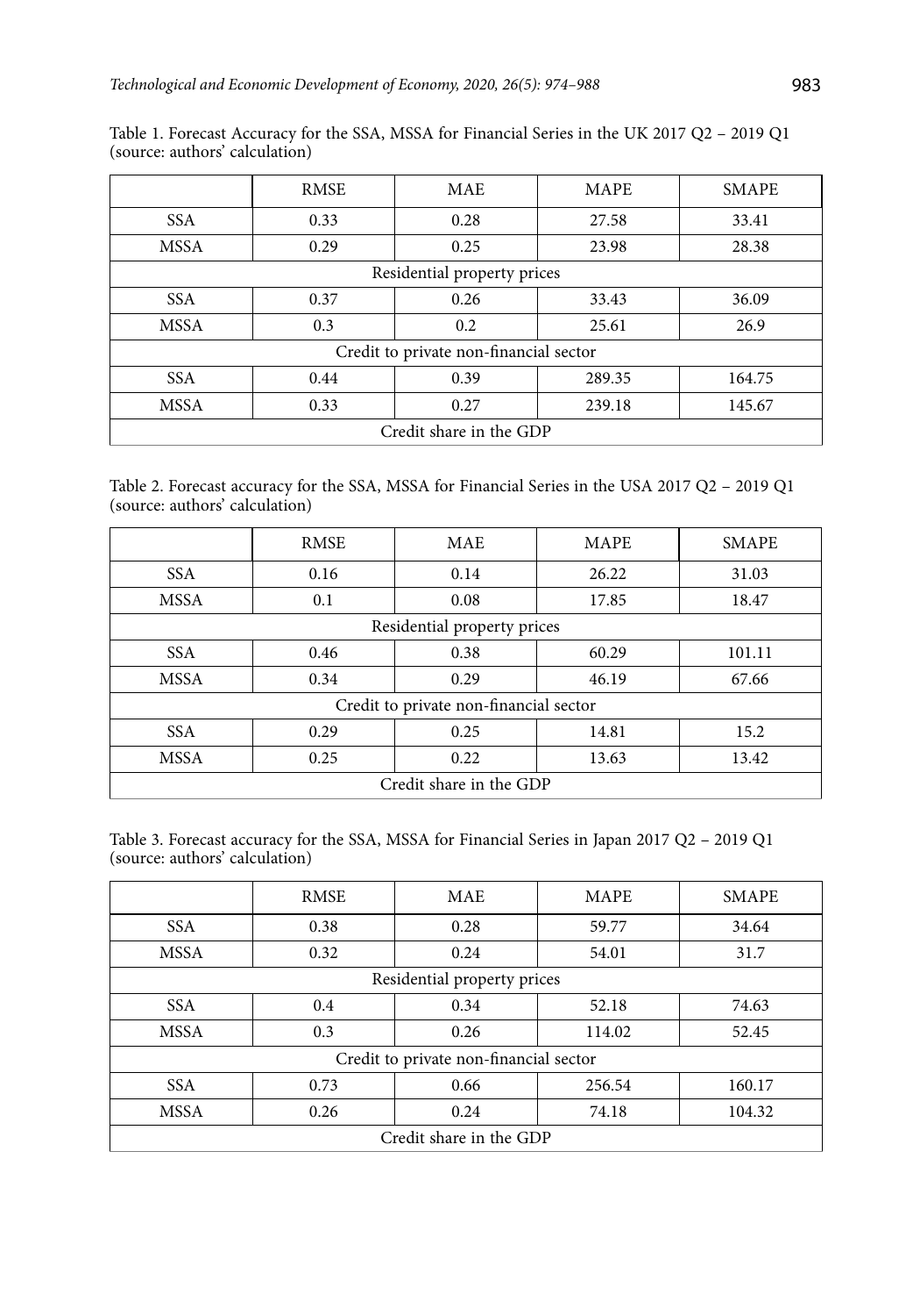Table 1. Forecast Accuracy for the SSA, MSSA for Financial Series in the UK 2017 Q2 – 2019 Q1 (source: authors' calculation)

| | RMSE | MAE | MAPE | SMAPE |
|---|---|---|---|---|
| SSA | 0.33 | 0.28 | 27.58 | 33.41 |
| MSSA | 0.29 | 0.25 | 23.98 | 28.38 |
| Residential property prices | | | | |
| SSA | 0.37 | 0.26 | 33.43 | 36.09 |
| MSSA | 0.3 | 0.2 | 25.61 | 26.9 |
| Credit to private non-financial sector | | | | |
| SSA | 0.44 | 0.39 | 289.35 | 164.75 |
| MSSA | 0.33 | 0.27 | 239.18 | 145.67 |
| Credit share in the GDP | | | | |

Table 2. Forecast accuracy for the SSA, MSSA for Financial Series in the USA 2017 Q2 – 2019 Q1 (source: authors' calculation)

| | RMSE | MAE | MAPE | SMAPE |
|---|---|---|---|---|
| SSA | 0.16 | 0.14 | 26.22 | 31.03 |
| MSSA | 0.1 | 0.08 | 17.85 | 18.47 |
| Residential property prices | | | | |
| SSA | 0.46 | 0.38 | 60.29 | 101.11 |
| MSSA | 0.34 | 0.29 | 46.19 | 67.66 |
| Credit to private non-financial sector | | | | |
| SSA | 0.29 | 0.25 | 14.81 | 15.2 |
| MSSA | 0.25 | 0.22 | 13.63 | 13.42 |
| Credit share in the GDP | | | | |

Table 3. Forecast accuracy for the SSA, MSSA for Financial Series in Japan 2017 Q2 – 2019 Q1 (source: authors' calculation)

| | RMSE | MAE | MAPE | SMAPE |
|---|---|---|---|---|
| SSA | 0.38 | 0.28 | 59.77 | 34.64 |
| MSSA | 0.32 | 0.24 | 54.01 | 31.7 |
| Residential property prices | | | | |
| SSA | 0.4 | 0.34 | 52.18 | 74.63 |
| MSSA | 0.3 | 0.26 | 114.02 | 52.45 |
| Credit to private non-financial sector | | | | |
| SSA | 0.73 | 0.66 | 256.54 | 160.17 |
| MSSA | 0.26 | 0.24 | 74.18 | 104.32 |
| Credit share in the GDP | | | | |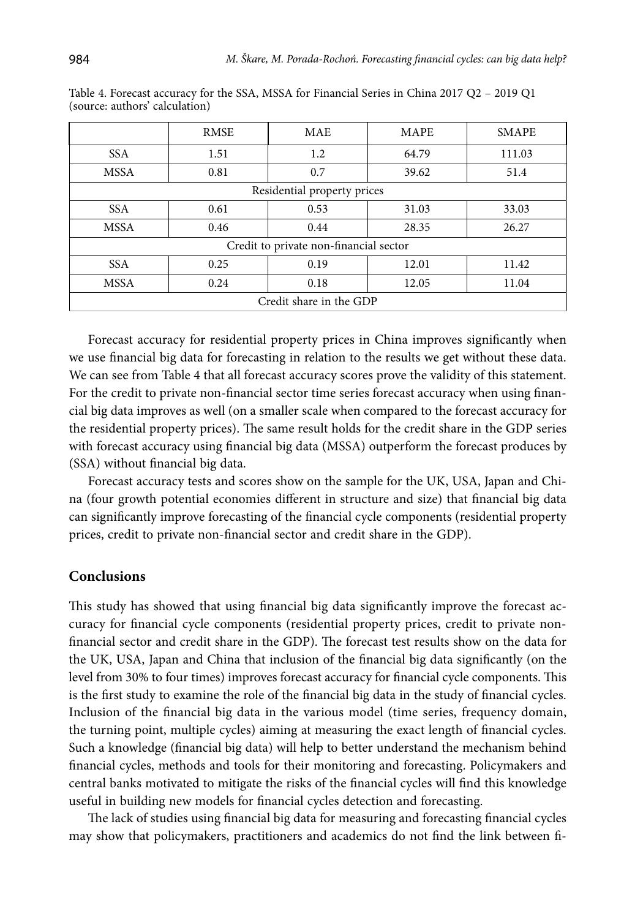Table 4. Forecast accuracy for the SSA, MSSA for Financial Series in China 2017 Q2 – 2019 Q1 (source: authors' calculation)

| | RMSE | MAE | MAPE | SMAPE |
|---|---|---|---|---|
| SSA | 1.51 | 1.2 | 64.79 | 111.03 |
| MSSA | 0.81 | 0.7 | 39.62 | 51.4 |
| Residential property prices | | | | |
| SSA | 0.61 | 0.53 | 31.03 | 33.03 |
| MSSA | 0.46 | 0.44 | 28.35 | 26.27 |
| Credit to private non-financial sector | | | | |
| SSA | 0.25 | 0.19 | 12.01 | 11.42 |
| MSSA | 0.24 | 0.18 | 12.05 | 11.04 |
| Credit share in the GDP | | | | |

Forecast accuracy for residential property prices in China improves significantly when we use financial big data for forecasting in relation to the results we get without these data. We can see from Table 4 that all forecast accuracy scores prove the validity of this statement. For the credit to private non-financial sector time series forecast accuracy when using financial big data improves as well (on a smaller scale when compared to the forecast accuracy for the residential property prices). The same result holds for the credit share in the GDP series with forecast accuracy using financial big data (MSSA) outperform the forecast produces by (SSA) without financial big data.

Forecast accuracy tests and scores show on the sample for the UK, USA, Japan and China (four growth potential economies different in structure and size) that financial big data can significantly improve forecasting of the financial cycle components (residential property prices, credit to private non-financial sector and credit share in the GDP).

## Conclusions

This study has showed that using financial big data significantly improve the forecast accuracy for financial cycle components (residential property prices, credit to private non-financial sector and credit share in the GDP). The forecast test results show on the data for the UK, USA, Japan and China that inclusion of the financial big data significantly (on the level from 30% to four times) improves forecast accuracy for financial cycle components. This is the first study to examine the role of the financial big data in the study of financial cycles. Inclusion of the financial big data in the various model (time series, frequency domain, the turning point, multiple cycles) aiming at measuring the exact length of financial cycles. Such a knowledge (financial big data) will help to better understand the mechanism behind financial cycles, methods and tools for their monitoring and forecasting. Policymakers and central banks motivated to mitigate the risks of the financial cycles will find this knowledge useful in building new models for financial cycles detection and forecasting.

The lack of studies using financial big data for measuring and forecasting financial cycles may show that policymakers, practitioners and academics do not find the link between fi-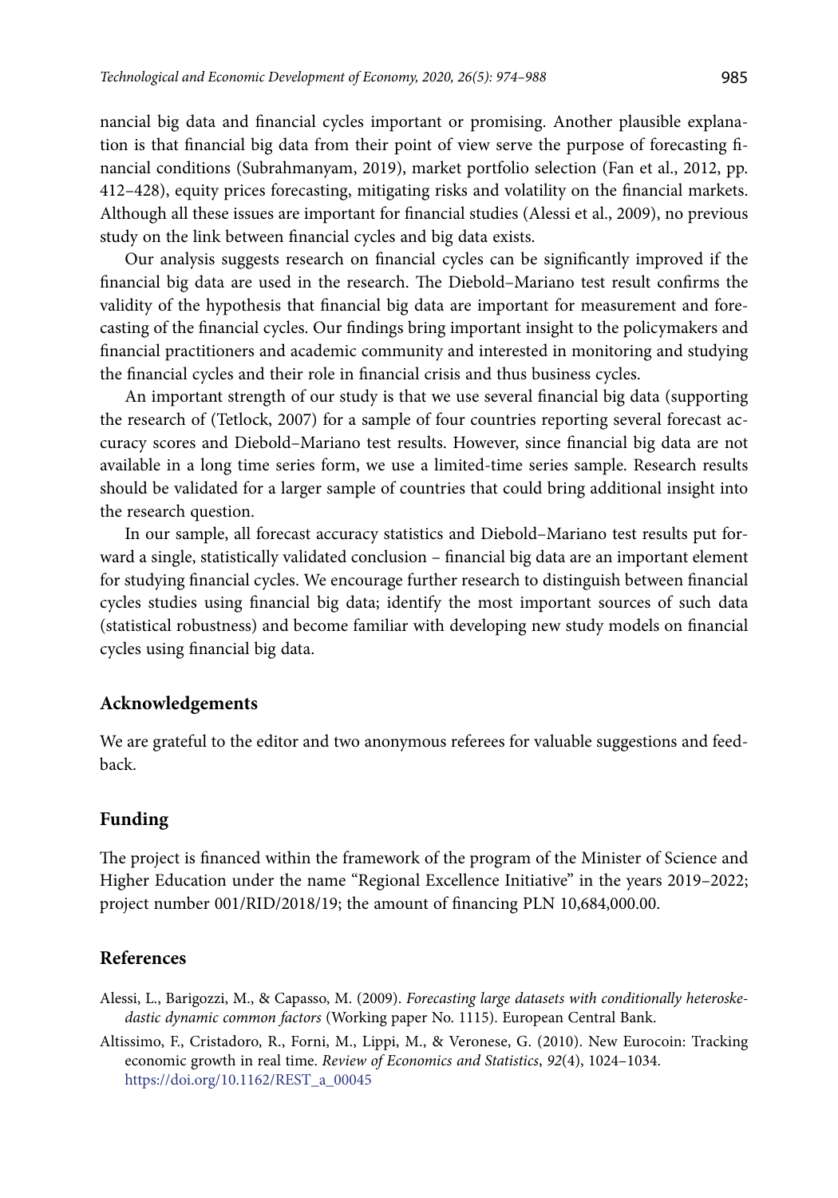nancial big data and financial cycles important or promising. Another plausible explanation is that financial big data from their point of view serve the purpose of forecasting financial conditions (Subrahmanyam, 2019), market portfolio selection (Fan et al., 2012, pp. 412–428), equity prices forecasting, mitigating risks and volatility on the financial markets. Although all these issues are important for financial studies (Alessi et al., 2009), no previous study on the link between financial cycles and big data exists.

Our analysis suggests research on financial cycles can be significantly improved if the financial big data are used in the research. The Diebold–Mariano test result confirms the validity of the hypothesis that financial big data are important for measurement and forecasting of the financial cycles. Our findings bring important insight to the policymakers and financial practitioners and academic community and interested in monitoring and studying the financial cycles and their role in financial crisis and thus business cycles.

An important strength of our study is that we use several financial big data (supporting the research of (Tetlock, 2007) for a sample of four countries reporting several forecast accuracy scores and Diebold–Mariano test results. However, since financial big data are not available in a long time series form, we use a limited-time series sample. Research results should be validated for a larger sample of countries that could bring additional insight into the research question.

In our sample, all forecast accuracy statistics and Diebold–Mariano test results put forward a single, statistically validated conclusion – financial big data are an important element for studying financial cycles. We encourage further research to distinguish between financial cycles studies using financial big data; identify the most important sources of such data (statistical robustness) and become familiar with developing new study models on financial cycles using financial big data.

## Acknowledgements

We are grateful to the editor and two anonymous referees for valuable suggestions and feedback.

## Funding

The project is financed within the framework of the program of the Minister of Science and Higher Education under the name "Regional Excellence Initiative" in the years 2019–2022; project number 001/RID/2018/19; the amount of financing PLN 10,684,000.00.

## References

Alessi, L., Barigozzi, M., & Capasso, M. (2009). *Forecasting large datasets with conditionally heteroskedastic dynamic common factors* (Working paper No. 1115). European Central Bank.

Altissimo, F., Cristadoro, R., Forni, M., Lippi, M., & Veronese, G. (2010). New Eurocoin: Tracking economic growth in real time. *Review of Economics and Statistics*, *92*(4), 1024–1034. https://doi.org/10.1162/REST_a_00045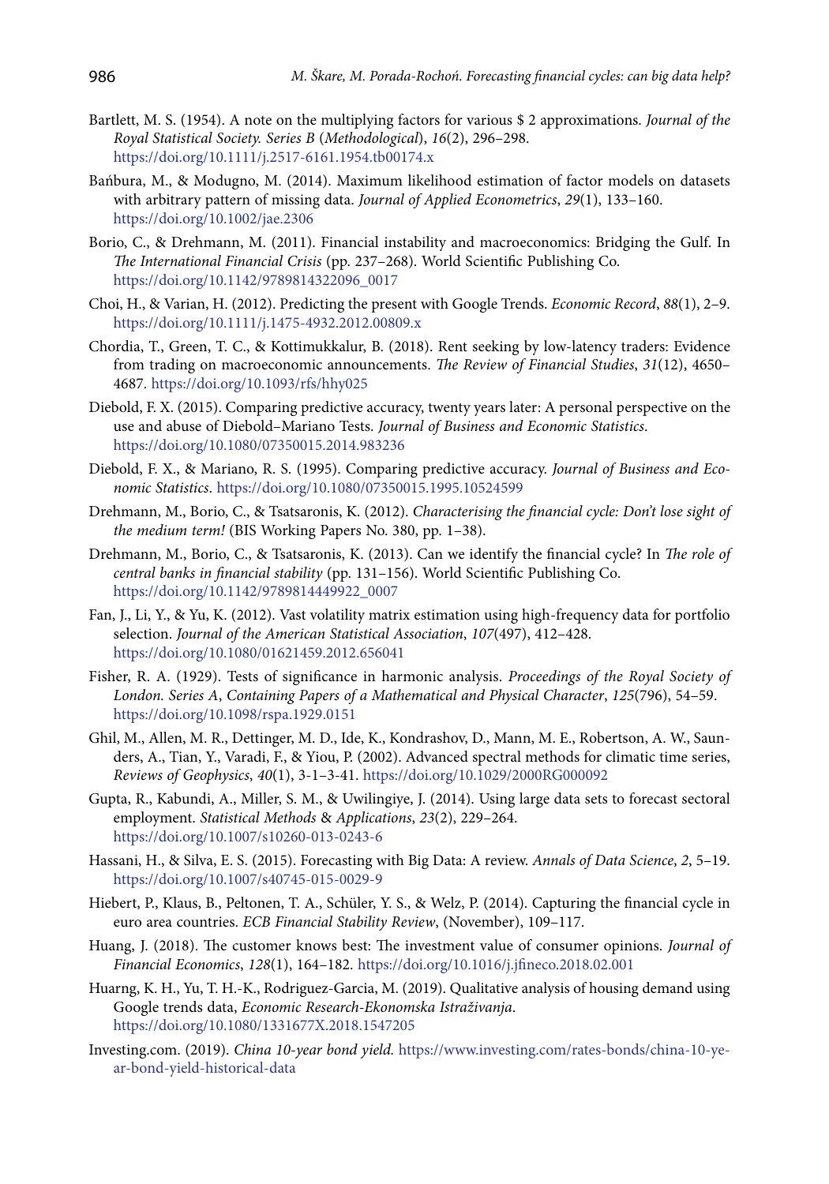Bartlett, M. S. (1954). A note on the multiplying factors for various $ 2 approximations. *Journal of the Royal Statistical Society. Series B (Methodological)*, *16*(2), 296–298. https://doi.org/10.1111/j.2517-6161.1954.tb00174.x

Bańbura, M., & Modugno, M. (2014). Maximum likelihood estimation of factor models on datasets with arbitrary pattern of missing data. *Journal of Applied Econometrics*, *29*(1), 133–160. https://doi.org/10.1002/jae.2306

Borio, C., & Drehmann, M. (2011). Financial instability and macroeconomics: Bridging the Gulf. In *The International Financial Crisis* (pp. 237–268). World Scientific Publishing Co. https://doi.org/10.1142/9789814322096_0017

Choi, H., & Varian, H. (2012). Predicting the present with Google Trends. *Economic Record*, *88*(1), 2–9. https://doi.org/10.1111/j.1475-4932.2012.00809.x

Chordia, T., Green, T. C., & Kottimukkalur, B. (2018). Rent seeking by low-latency traders: Evidence from trading on macroeconomic announcements. *The Review of Financial Studies*, *31*(12), 4650–4687. https://doi.org/10.1093/rfs/hhy025

Diebold, F. X. (2015). Comparing predictive accuracy, twenty years later: A personal perspective on the use and abuse of Diebold–Mariano Tests. *Journal of Business and Economic Statistics*. https://doi.org/10.1080/07350015.2014.983236

Diebold, F. X., & Mariano, R. S. (1995). Comparing predictive accuracy. *Journal of Business and Economic Statistics*. https://doi.org/10.1080/07350015.1995.10524599

Drehmann, M., Borio, C., & Tsatsaronis, K. (2012). *Characterising the financial cycle: Don't lose sight of the medium term!* (BIS Working Papers No. 380, pp. 1–38).

Drehmann, M., Borio, C., & Tsatsaronis, K. (2013). Can we identify the financial cycle? In *The role of central banks in financial stability* (pp. 131–156). World Scientific Publishing Co. https://doi.org/10.1142/9789814449922_0007

Fan, J., Li, Y., & Yu, K. (2012). Vast volatility matrix estimation using high-frequency data for portfolio selection. *Journal of the American Statistical Association*, *107*(497), 412–428. https://doi.org/10.1080/01621459.2012.656041

Fisher, R. A. (1929). Tests of significance in harmonic analysis. *Proceedings of the Royal Society of London. Series A, Containing Papers of a Mathematical and Physical Character*, *125*(796), 54–59. https://doi.org/10.1098/rspa.1929.0151

Ghil, M., Allen, M. R., Dettinger, M. D., Ide, K., Kondrashov, D., Mann, M. E., Robertson, A. W., Saunders, A., Tian, Y., Varadi, F., & Yiou, P. (2002). Advanced spectral methods for climatic time series, *Reviews of Geophysics*, *40*(1), 3-1–3-41. https://doi.org/10.1029/2000RG000092

Gupta, R., Kabundi, A., Miller, S. M., & Uwilingiye, J. (2014). Using large data sets to forecast sectoral employment. *Statistical Methods & Applications*, *23*(2), 229–264. https://doi.org/10.1007/s10260-013-0243-6

Hassani, H., & Silva, E. S. (2015). Forecasting with Big Data: A review. *Annals of Data Science*, *2*, 5–19. https://doi.org/10.1007/s40745-015-0029-9

Hiebert, P., Klaus, B., Peltonen, T. A., Schüler, Y. S., & Welz, P. (2014). Capturing the financial cycle in euro area countries. *ECB Financial Stability Review*, (November), 109–117.

Huang, J. (2018). The customer knows best: The investment value of consumer opinions. *Journal of Financial Economics*, *128*(1), 164–182. https://doi.org/10.1016/j.jfineco.2018.02.001

Huarng, K. H., Yu, T. H.-K., Rodriguez-Garcia, M. (2019). Qualitative analysis of housing demand using Google trends data, *Economic Research-Ekonomska Istraživanja*. https://doi.org/10.1080/1331677X.2018.1547205

Investing.com. (2019). *China 10-year bond yield.* https://www.investing.com/rates-bonds/china-10-year-bond-yield-historical-data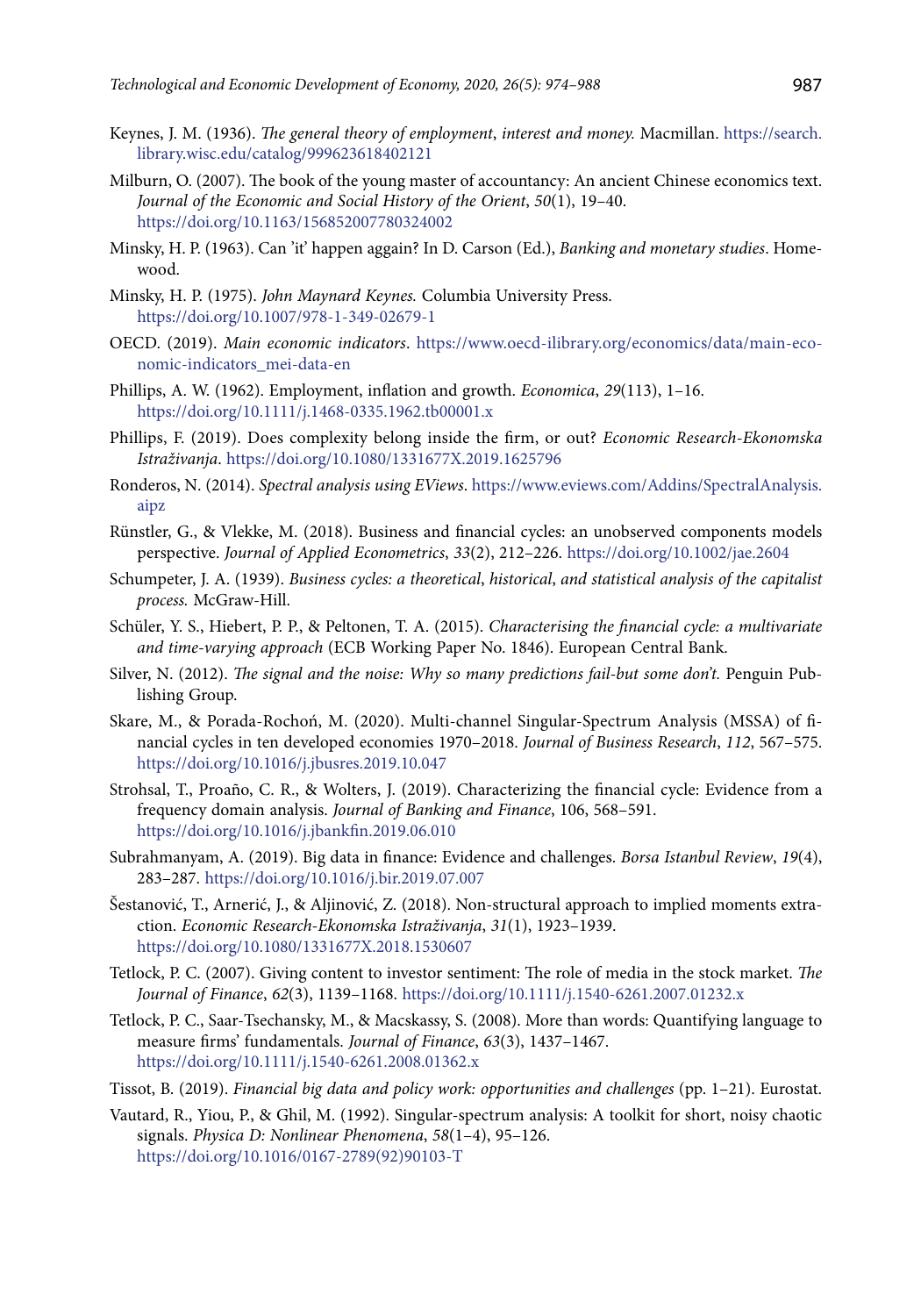Keynes, J. M. (1936). *The general theory of employment, interest and money.* Macmillan. https://search.library.wisc.edu/catalog/999623618402121

Milburn, O. (2007). The book of the young master of accountancy: An ancient Chinese economics text. *Journal of the Economic and Social History of the Orient*, *50*(1), 19–40. https://doi.org/10.1163/156852007780324002

Minsky, H. P. (1963). Can 'it' happen again? In D. Carson (Ed.), *Banking and monetary studies*. Homewood.

Minsky, H. P. (1975). *John Maynard Keynes.* Columbia University Press. https://doi.org/10.1007/978-1-349-02679-1

OECD. (2019). *Main economic indicators*. https://www.oecd-ilibrary.org/economics/data/main-economic-indicators_mei-data-en

Phillips, A. W. (1962). Employment, inflation and growth. *Economica*, *29*(113), 1–16. https://doi.org/10.1111/j.1468-0335.1962.tb00001.x

Phillips, F. (2019). Does complexity belong inside the firm, or out? *Economic Research-Ekonomska Istraživanja*. https://doi.org/10.1080/1331677X.2019.1625796

Ronderos, N. (2014). *Spectral analysis using EViews*. https://www.eviews.com/Addins/SpectralAnalysis.aipz

Rünstler, G., & Vlekke, M. (2018). Business and financial cycles: an unobserved components models perspective. *Journal of Applied Econometrics*, *33*(2), 212–226. https://doi.org/10.1002/jae.2604

Schumpeter, J. A. (1939). *Business cycles: a theoretical, historical, and statistical analysis of the capitalist process.* McGraw-Hill.

Schüler, Y. S., Hiebert, P. P., & Peltonen, T. A. (2015). *Characterising the financial cycle: a multivariate and time-varying approach* (ECB Working Paper No. 1846). European Central Bank.

Silver, N. (2012). *The signal and the noise: Why so many predictions fail-but some don't.* Penguin Publishing Group.

Skare, M., & Porada-Rochoń, M. (2020). Multi-channel Singular-Spectrum Analysis (MSSA) of financial cycles in ten developed economies 1970–2018. *Journal of Business Research*, *112*, 567–575. https://doi.org/10.1016/j.jbusres.2019.10.047

Strohsal, T., Proaño, C. R., & Wolters, J. (2019). Characterizing the financial cycle: Evidence from a frequency domain analysis. *Journal of Banking and Finance*, 106, 568–591. https://doi.org/10.1016/j.jbankfin.2019.06.010

Subrahmanyam, A. (2019). Big data in finance: Evidence and challenges. *Borsa Istanbul Review*, *19*(4), 283–287. https://doi.org/10.1016/j.bir.2019.07.007

Šestanović, T., Arnerić, J., & Aljinović, Z. (2018). Non-structural approach to implied moments extraction. *Economic Research-Ekonomska Istraživanja*, *31*(1), 1923–1939. https://doi.org/10.1080/1331677X.2018.1530607

Tetlock, P. C. (2007). Giving content to investor sentiment: The role of media in the stock market. *The Journal of Finance*, *62*(3), 1139–1168. https://doi.org/10.1111/j.1540-6261.2007.01232.x

Tetlock, P. C., Saar-Tsechansky, M., & Macskassy, S. (2008). More than words: Quantifying language to measure firms' fundamentals. *Journal of Finance*, *63*(3), 1437–1467. https://doi.org/10.1111/j.1540-6261.2008.01362.x

Tissot, B. (2019). *Financial big data and policy work: opportunities and challenges* (pp. 1–21). Eurostat.

Vautard, R., Yiou, P., & Ghil, M. (1992). Singular-spectrum analysis: A toolkit for short, noisy chaotic signals. *Physica D: Nonlinear Phenomena*, *58*(1–4), 95–126. https://doi.org/10.1016/0167-2789(92)90103-T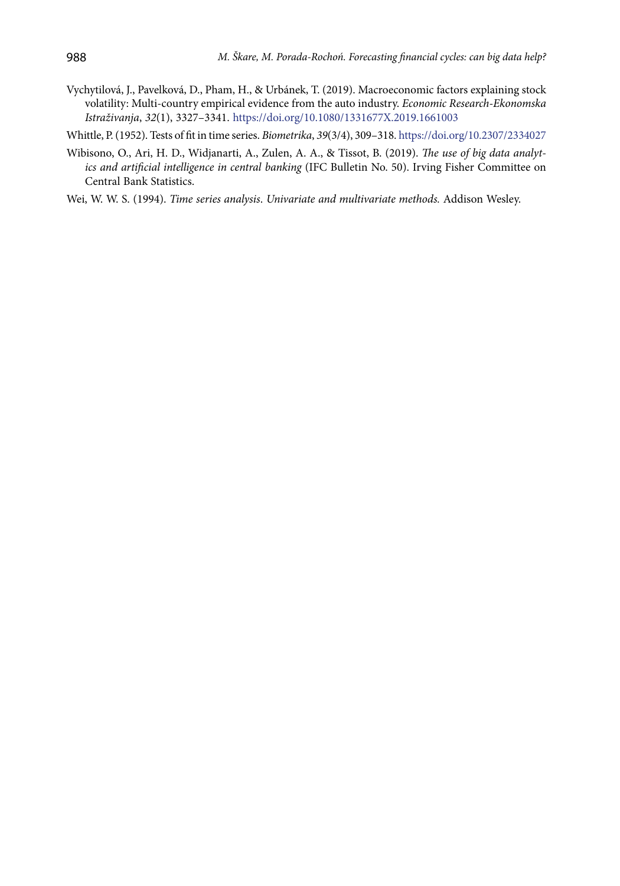Vychytilová, J., Pavelková, D., Pham, H., & Urbánek, T. (2019). Macroeconomic factors explaining stock volatility: Multi-country empirical evidence from the auto industry. *Economic Research-Ekonomska Istraživanja*, *32*(1), 3327–3341. https://doi.org/10.1080/1331677X.2019.1661003

Whittle, P. (1952). Tests of fit in time series. *Biometrika*, *39*(3/4), 309–318. https://doi.org/10.2307/2334027

Wibisono, O., Ari, H. D., Widjanarti, A., Zulen, A. A., & Tissot, B. (2019). *The use of big data analytics and artificial intelligence in central banking* (IFC Bulletin No. 50). Irving Fisher Committee on Central Bank Statistics.

Wei, W. W. S. (1994). *Time series analysis. Univariate and multivariate methods.* Addison Wesley.